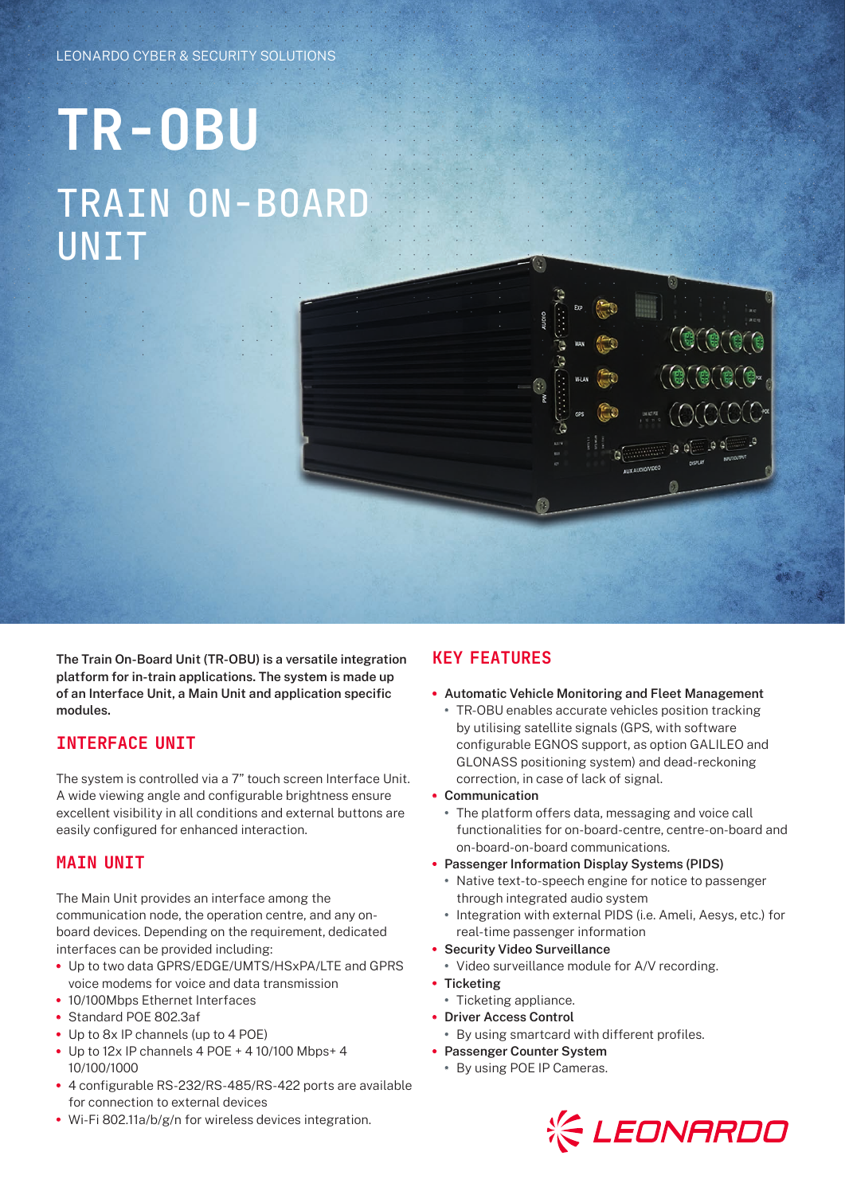LEONARDO CYBER & SECURITY SOLUTIONS

# TR-OBU

## TRAIN ON-BOARD UNIT

**The Train On-Board Unit (TR-OBU) is a versatile integration platform for in-train applications. The system is made up of an Interface Unit, a Main Unit and application specific modules.**

## INTERFACE UNIT

The system is controlled via a 7" touch screen Interface Unit. A wide viewing angle and configurable brightness ensure excellent visibility in all conditions and external buttons are easily configured for enhanced interaction.

## MAIN UNIT

The Main Unit provides an interface among the communication node, the operation centre, and any on-board devices. Depending on the requirement, dedicated interfaces can be provided including:

- Up to two data GPRS/EDGE/UMTS/HSxPA/LTE and GPRS voice modems for voice and data transmission
- 10/100Mbps Ethernet Interfaces
- Standard POE 802.3af
- Up to 8x IP channels (up to 4 POE)
- Up to 12x IP channels 4 POE + 4 10/100 Mbps+ 4 10/100/1000
- 4 configurable RS-232/RS-485/RS-422 ports are available for connection to external devices
- Wi-Fi 802.11a/b/g/n for wireless devices integration.

## KEY FEATURES

- **Automatic Vehicle Monitoring and Fleet Management**
  - TR-OBU enables accurate vehicles position tracking by utilising satellite signals (GPS, with software configurable EGNOS support, as option GALILEO and GLONASS positioning system) and dead-reckoning correction, in case of lack of signal.
- **Communication**
  - The platform offers data, messaging and voice call functionalities for on-board-centre, centre-on-board and on-board-on-board communications.
- **Passenger Information Display Systems (PIDS)**
  - Native text-to-speech engine for notice to passenger through integrated audio system
  - Integration with external PIDS (i.e. Ameli, Aesys, etc.) for real-time passenger information
- **Security Video Surveillance**
  - Video surveillance module for A/V recording.
- **Ticketing**
  - Ticketing appliance.
- **Driver Access Control**
  - By using smartcard with different profiles.
- **Passenger Counter System**
  - By using POE IP Cameras.

LEONARDO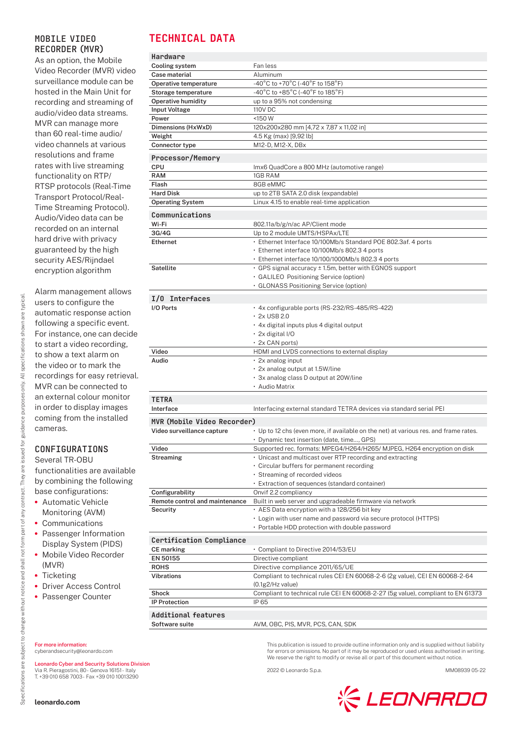## MOBILE VIDEO RECORDER (MVR)

As an option, the Mobile Video Recorder (MVR) video surveillance module can be hosted in the Main Unit for recording and streaming of audio/video data streams. MVR can manage more than 60 real-time audio/video channels at various resolutions and frame rates with live streaming functionality on RTP/RTSP protocols (Real-Time Transport Protocol/Real-Time Streaming Protocol). Audio/Video data can be recorded on an internal hard drive with privacy guaranteed by the high security AES/Rijndael encryption algorithm

Alarm management allows users to configure the automatic response action following a specific event. For instance, one can decide to start a video recording, to show a text alarm on the video or to mark the recordings for easy retrieval. MVR can be connected to an external colour monitor in order to display images coming from the installed cameras.

## CONFIGURATIONS

Several TR-OBU functionalities are available by combining the following base configurations:

- Automatic Vehicle Monitoring (AVM)
- Communications
- Passenger Information Display System (PIDS)
- Mobile Video Recorder (MVR)
- Ticketing
- Driver Access Control
- Passenger Counter

## TECHNICAL DATA

| | |
|---|---|
| **Hardware** | |
| Cooling system | Fan less |
| Case material | Aluminum |
| Operative temperature | -40°C to +70°C (-40°F to 158°F) |
| Storage temperature | -40°C to +85°C (-40°F to 185°F) |
| Operative humidity | up to a 95% not condensing |
| Input Voltage | 110V DC |
| Power | <150 W |
| Dimensions (HxWxD) | 120x200x280 mm [4,72 x 7,87 x 11,02 in] |
| Weight | 4.5 Kg (max) [9,92 lb] |
| Connector type | M12-D, M12-X, DBx |
| **Processor/Memory** | |
| CPU | Imx6 QuadCore a 800 MHz (automotive range) |
| RAM | 1GB RAM |
| Flash | 8GB eMMC |
| Hard Disk | up to 2TB SATA 2.0 disk (expandable) |
| Operating System | Linux 4.15 to enable real-time application |
| **Communications** | |
| Wi-Fi | 802.11a/b/g/n/ac AP/Client mode |
| 3G/4G | Up to 2 module UMTS/HSPAx/LTE |
| Ethernet | • Ethernet Interface 10/100Mb/s Standard POE 802.3af. 4 ports<br>• Ethernet interface 10/100Mb/s 802.3 4 ports<br>• Ethernet interface 10/100/1000Mb/s 802.3 4 ports |
| Satellite | • GPS signal accuracy ± 1.5m, better with EGNOS support<br>• GALILEO Positioning Service (option)<br>• GLONASS Positioning Service (option) |
| **I/O Interfaces** | |
| I/O Ports | • 4x configurable ports (RS-232/RS-485/RS-422)<br>• 2x USB 2.0<br>• 4x digital inputs plus 4 digital output<br>• 2x digital I/O<br>• 2x CAN ports) |
| Video | HDMI and LVDS connections to external display |
| Audio | • 2x analog input<br>• 2x analog output at 1.5W/line<br>• 3x analog class D output at 20W/line<br>• Audio Matrix |
| **TETRA** | |
| Interface | Interfacing external standard TETRA devices via standard serial PEI |
| **MVR (Mobile Video Recorder)** | |
| Video surveillance capture | • Up to 12 chs (even more, if available on the net) at various res. and frame rates.<br>• Dynamic text insertion (date, time…, GPS) |
| Video | Supported rec. formats: MPEG4/H264/H265/ MJPEG, H264 encryption on disk |
| Streaming | • Unicast and multicast over RTP recording and extracting<br>• Circular buffers for permanent recording<br>• Streaming of recorded videos<br>• Extraction of sequences (standard container) |
| Configurability | Onvif 2.2 compliancy |
| Remote control and maintenance | Built in web server and upgradeable firmware via network |
| Security | • AES Data encryption with a 128/256 bit key<br>• Login with user name and password via secure protocol (HTTPS)<br>• Portable HDD protection with double password |
| **Certification Compliance** | |
| CE marking | • Compliant to Directive 2014/53/EU |
| EN 50155 | Directive compliant |
| ROHS | Directive compliance 2011/65/UE |
| Vibrations | Compliant to technical rules CEI EN 60068-2-6 (2g value), CEI EN 60068-2-64 (0.1g2/Hz value) |
| Shock | Compliant to technical rule CEI EN 60068-2-27 (5g value), compliant to EN 61373 |
| IP Protection | IP 65 |
| **Additional features** | |
| Software suite | AVM, OBC, PIS, MVR, PCS, CAN, SDK |

Specifications are subject to change without notice and shall not form part of any contract. They are issued for guidance purposes only. All specifications shown are typical.

For more information:
cyberandsecurity@leonardo.com

Leonardo Cyber and Security Solutions Division
Via R. Pieragostini, 80 - Genova 16151 - Italy
T. +39 010 658 7003 - Fax +39 010 10013290

**leonardo.com**

This publication is issued to provide outline information only and is supplied without liability for errors or omissions. No part of it may be reproduced or used unless authorised in writing. We reserve the right to modify or revise all or part of this document without notice.

2022 © Leonardo S.p.a.

MM08939 05-22

LEONARDO